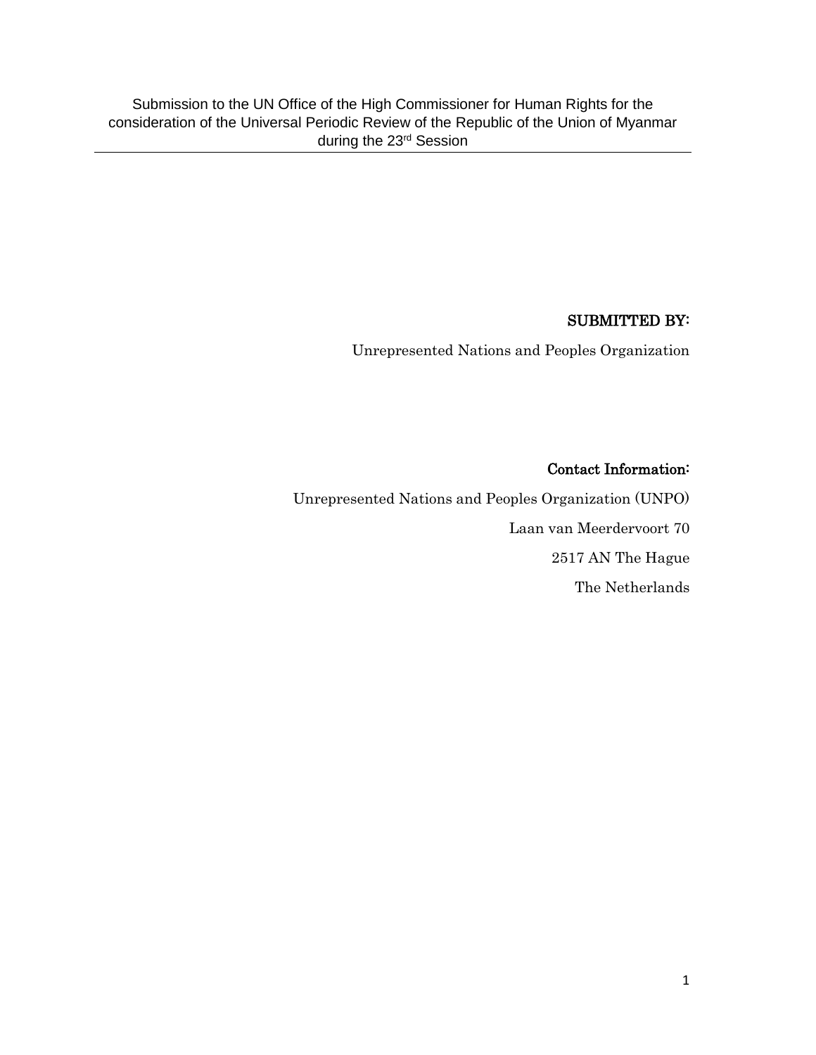Submission to the UN Office of the High Commissioner for Human Rights for the consideration of the Universal Periodic Review of the Republic of the Union of Myanmar during the 23rd Session

---

**SUBMITTED BY:**

Unrepresented Nations and Peoples Organization

**Contact Information:**

Unrepresented Nations and Peoples Organization (UNPO)

Laan van Meerdervoort 70

2517 AN The Hague

The Netherlands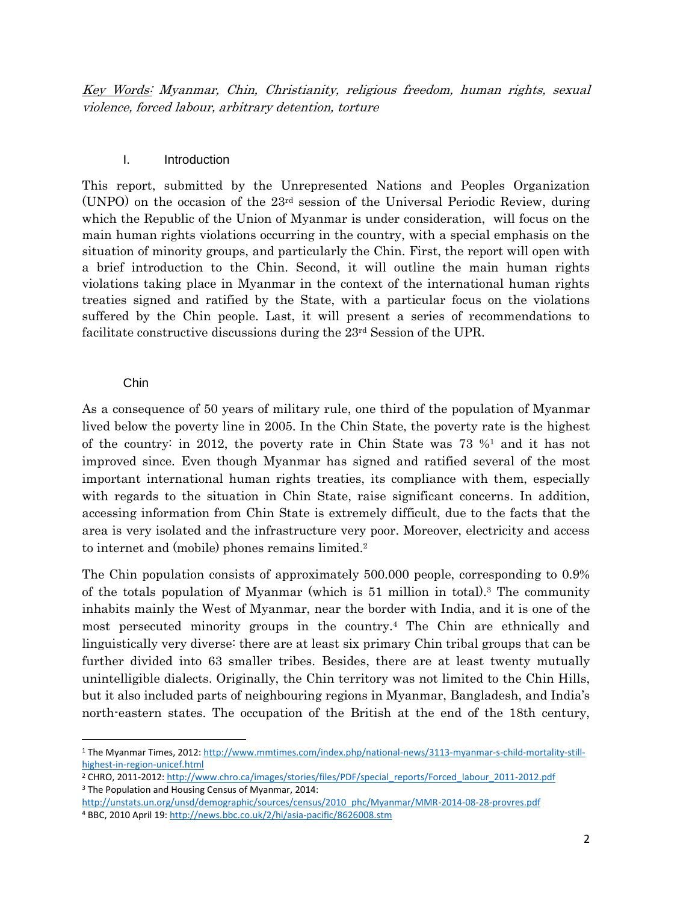*Key Words: Myanmar, Chin, Christianity, religious freedom, human rights, sexual violence, forced labour, arbitrary detention, torture*

## I. Introduction

This report, submitted by the Unrepresented Nations and Peoples Organization (UNPO) on the occasion of the 23rd session of the Universal Periodic Review, during which the Republic of the Union of Myanmar is under consideration, will focus on the main human rights violations occurring in the country, with a special emphasis on the situation of minority groups, and particularly the Chin. First, the report will open with a brief introduction to the Chin. Second, it will outline the main human rights violations taking place in Myanmar in the context of the international human rights treaties signed and ratified by the State, with a particular focus on the violations suffered by the Chin people. Last, it will present a series of recommendations to facilitate constructive discussions during the 23rd Session of the UPR.

### Chin

As a consequence of 50 years of military rule, one third of the population of Myanmar lived below the poverty line in 2005. In the Chin State, the poverty rate is the highest of the country: in 2012, the poverty rate in Chin State was 73 %[1] and it has not improved since. Even though Myanmar has signed and ratified several of the most important international human rights treaties, its compliance with them, especially with regards to the situation in Chin State, raise significant concerns. In addition, accessing information from Chin State is extremely difficult, due to the facts that the area is very isolated and the infrastructure very poor. Moreover, electricity and access to internet and (mobile) phones remains limited.[2]

The Chin population consists of approximately 500.000 people, corresponding to 0.9% of the totals population of Myanmar (which is 51 million in total).[3] The community inhabits mainly the West of Myanmar, near the border with India, and it is one of the most persecuted minority groups in the country.[4] The Chin are ethnically and linguistically very diverse: there are at least six primary Chin tribal groups that can be further divided into 63 smaller tribes. Besides, there are at least twenty mutually unintelligible dialects. Originally, the Chin territory was not limited to the Chin Hills, but it also included parts of neighbouring regions in Myanmar, Bangladesh, and India's north-eastern states. The occupation of the British at the end of the 18th century,

---

[1] The Myanmar Times, 2012: http://www.mmtimes.com/index.php/national-news/3113-myanmar-s-child-mortality-still-highest-in-region-unicef.html

[2] CHRO, 2011-2012: http://www.chro.ca/images/stories/files/PDF/special_reports/Forced_labour_2011-2012.pdf

[3] The Population and Housing Census of Myanmar, 2014: http://unstats.un.org/unsd/demographic/sources/census/2010_phc/Myanmar/MMR-2014-08-28-provres.pdf

[4] BBC, 2010 April 19: http://news.bbc.co.uk/2/hi/asia-pacific/8626008.stm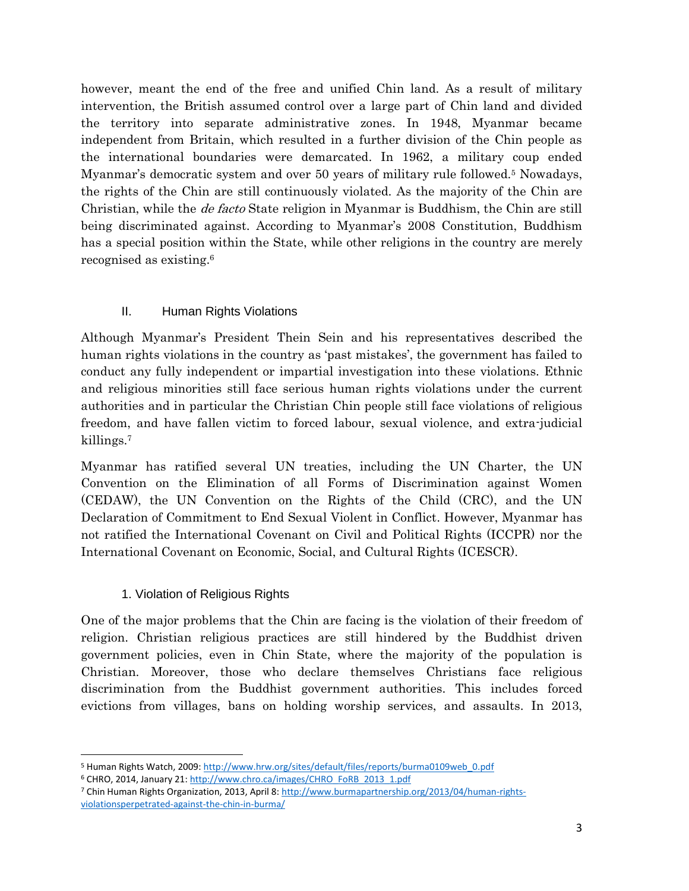however, meant the end of the free and unified Chin land. As a result of military intervention, the British assumed control over a large part of Chin land and divided the territory into separate administrative zones. In 1948, Myanmar became independent from Britain, which resulted in a further division of the Chin people as the international boundaries were demarcated. In 1962, a military coup ended Myanmar's democratic system and over 50 years of military rule followed.[5] Nowadays, the rights of the Chin are still continuously violated. As the majority of the Chin are Christian, while the *de facto* State religion in Myanmar is Buddhism, the Chin are still being discriminated against. According to Myanmar's 2008 Constitution, Buddhism has a special position within the State, while other religions in the country are merely recognised as existing.[6]

## II. Human Rights Violations

Although Myanmar's President Thein Sein and his representatives described the human rights violations in the country as 'past mistakes', the government has failed to conduct any fully independent or impartial investigation into these violations. Ethnic and religious minorities still face serious human rights violations under the current authorities and in particular the Christian Chin people still face violations of religious freedom, and have fallen victim to forced labour, sexual violence, and extra-judicial killings.[7]

Myanmar has ratified several UN treaties, including the UN Charter, the UN Convention on the Elimination of all Forms of Discrimination against Women (CEDAW), the UN Convention on the Rights of the Child (CRC), and the UN Declaration of Commitment to End Sexual Violent in Conflict. However, Myanmar has not ratified the International Covenant on Civil and Political Rights (ICCPR) nor the International Covenant on Economic, Social, and Cultural Rights (ICESCR).

### 1. Violation of Religious Rights

One of the major problems that the Chin are facing is the violation of their freedom of religion. Christian religious practices are still hindered by the Buddhist driven government policies, even in Chin State, where the majority of the population is Christian. Moreover, those who declare themselves Christians face religious discrimination from the Buddhist government authorities. This includes forced evictions from villages, bans on holding worship services, and assaults. In 2013,

---

[5] Human Rights Watch, 2009: http://www.hrw.org/sites/default/files/reports/burma0109web_0.pdf

[6] CHRO, 2014, January 21: http://www.chro.ca/images/CHRO_FoRB_2013_1.pdf

[7] Chin Human Rights Organization, 2013, April 8: http://www.burmapartnership.org/2013/04/human-rights-violationsperpetrated-against-the-chin-in-burma/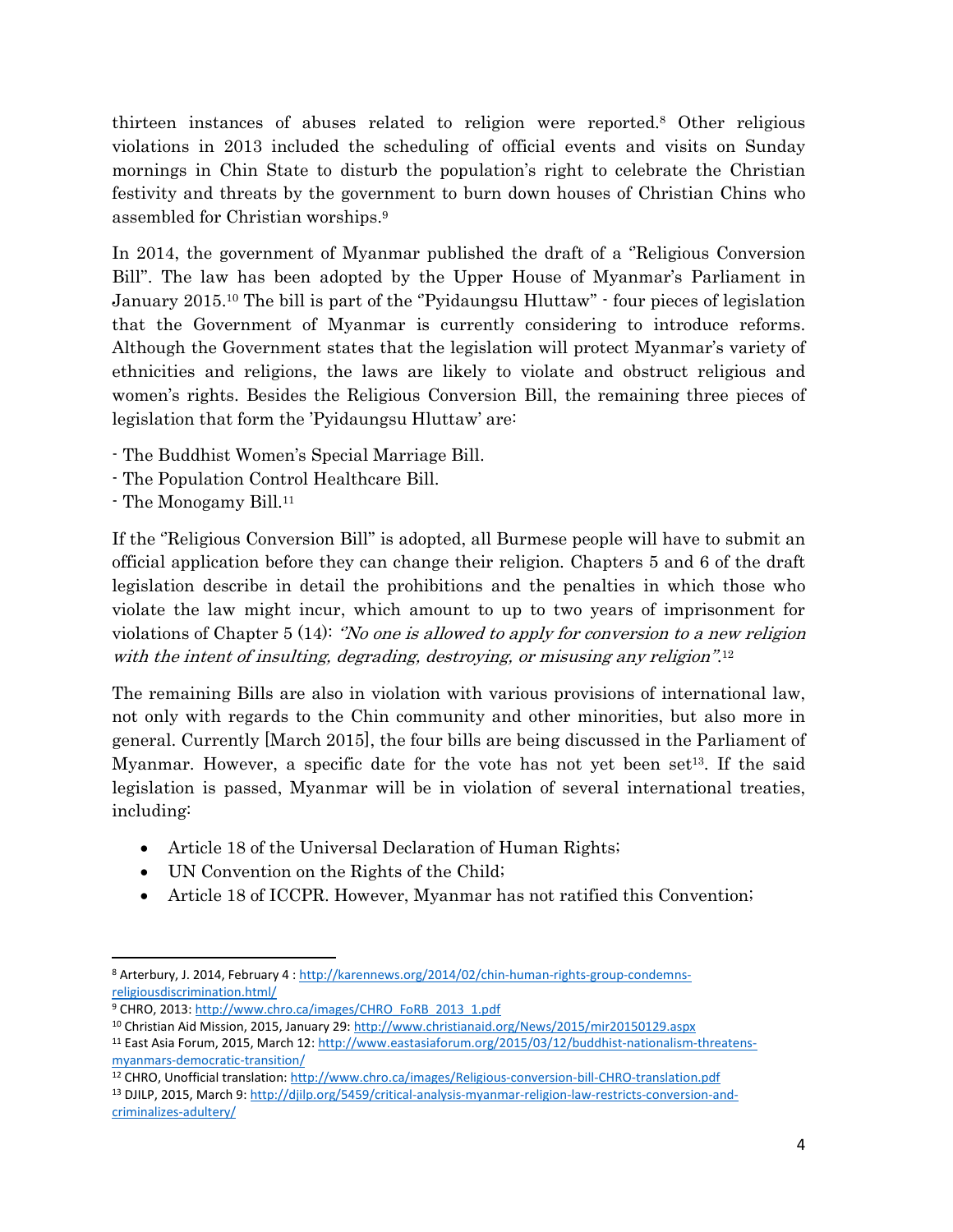thirteen instances of abuses related to religion were reported.[8] Other religious violations in 2013 included the scheduling of official events and visits on Sunday mornings in Chin State to disturb the population's right to celebrate the Christian festivity and threats by the government to burn down houses of Christian Chins who assembled for Christian worships.[9]

In 2014, the government of Myanmar published the draft of a "Religious Conversion Bill". The law has been adopted by the Upper House of Myanmar's Parliament in January 2015.[10] The bill is part of the "Pyidaungsu Hluttaw" - four pieces of legislation that the Government of Myanmar is currently considering to introduce reforms. Although the Government states that the legislation will protect Myanmar's variety of ethnicities and religions, the laws are likely to violate and obstruct religious and women's rights. Besides the Religious Conversion Bill, the remaining three pieces of legislation that form the 'Pyidaungsu Hluttaw' are:

- The Buddhist Women's Special Marriage Bill.
- The Population Control Healthcare Bill.
- The Monogamy Bill.[11]

If the "Religious Conversion Bill" is adopted, all Burmese people will have to submit an official application before they can change their religion. Chapters 5 and 6 of the draft legislation describe in detail the prohibitions and the penalties in which those who violate the law might incur, which amount to up to two years of imprisonment for violations of Chapter 5 (14): *"No one is allowed to apply for conversion to a new religion with the intent of insulting, degrading, destroying, or misusing any religion"*.[12]

The remaining Bills are also in violation with various provisions of international law, not only with regards to the Chin community and other minorities, but also more in general. Currently [March 2015], the four bills are being discussed in the Parliament of Myanmar. However, a specific date for the vote has not yet been set[13]. If the said legislation is passed, Myanmar will be in violation of several international treaties, including:

- Article 18 of the Universal Declaration of Human Rights;
- UN Convention on the Rights of the Child;
- Article 18 of ICCPR. However, Myanmar has not ratified this Convention;

---

[8] Arterbury, J. 2014, February 4 : http://karennews.org/2014/02/chin-human-rights-group-condemns-religiousdiscrimination.html/

[9] CHRO, 2013: http://www.chro.ca/images/CHRO_FoRB_2013_1.pdf

[10] Christian Aid Mission, 2015, January 29: http://www.christianaid.org/News/2015/mir20150129.aspx

[11] East Asia Forum, 2015, March 12: http://www.eastasiaforum.org/2015/03/12/buddhist-nationalism-threatens-myanmars-democratic-transition/

[12] CHRO, Unofficial translation: http://www.chro.ca/images/Religious-conversion-bill-CHRO-translation.pdf

[13] DJILP, 2015, March 9: http://djilp.org/5459/critical-analysis-myanmar-religion-law-restricts-conversion-and-criminalizes-adultery/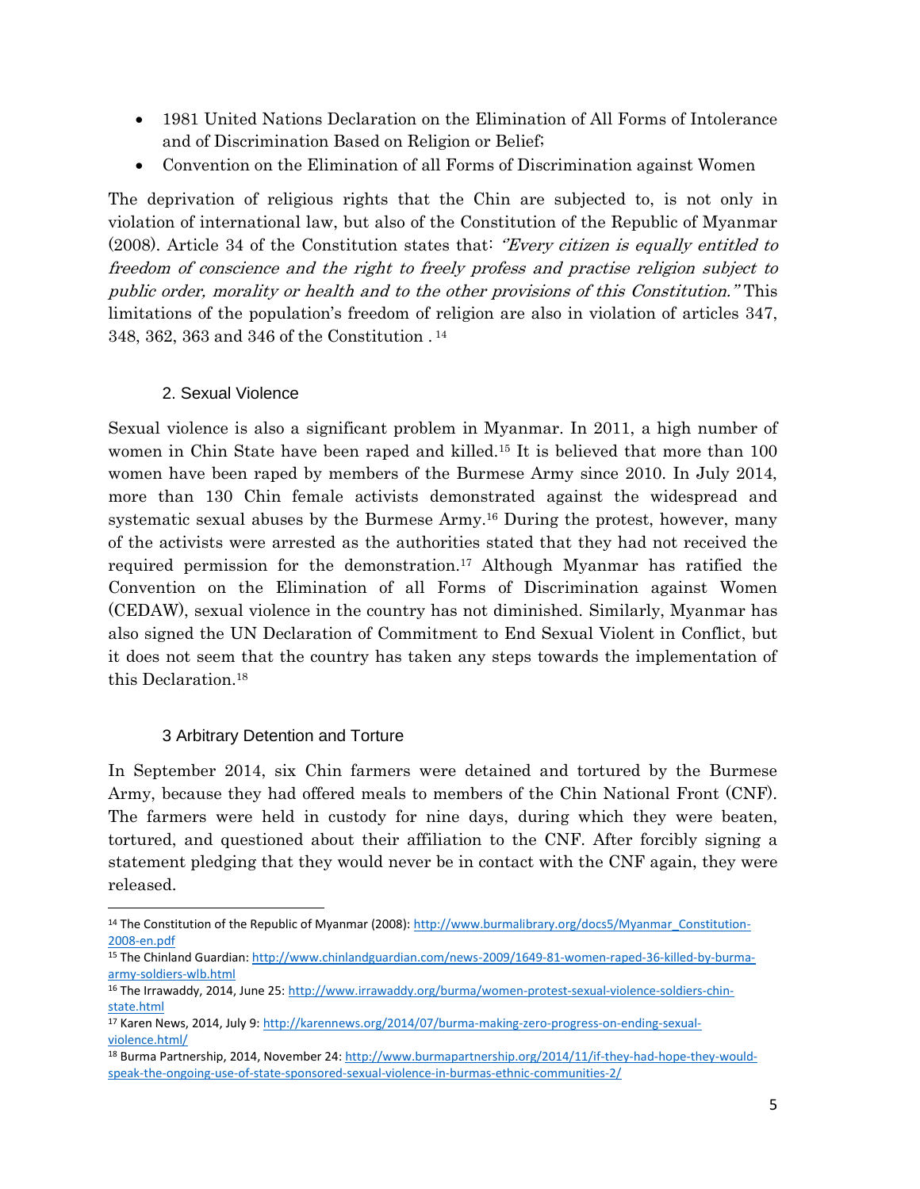- 1981 United Nations Declaration on the Elimination of All Forms of Intolerance and of Discrimination Based on Religion or Belief;
- Convention on the Elimination of all Forms of Discrimination against Women

The deprivation of religious rights that the Chin are subjected to, is not only in violation of international law, but also of the Constitution of the Republic of Myanmar (2008). Article 34 of the Constitution states that: *"Every citizen is equally entitled to freedom of conscience and the right to freely profess and practise religion subject to public order, morality or health and to the other provisions of this Constitution."* This limitations of the population's freedom of religion are also in violation of articles 347, 348, 362, 363 and 346 of the Constitution .[14]

### 2. Sexual Violence

Sexual violence is also a significant problem in Myanmar. In 2011, a high number of women in Chin State have been raped and killed.[15] It is believed that more than 100 women have been raped by members of the Burmese Army since 2010. In July 2014, more than 130 Chin female activists demonstrated against the widespread and systematic sexual abuses by the Burmese Army.[16] During the protest, however, many of the activists were arrested as the authorities stated that they had not received the required permission for the demonstration.[17] Although Myanmar has ratified the Convention on the Elimination of all Forms of Discrimination against Women (CEDAW), sexual violence in the country has not diminished. Similarly, Myanmar has also signed the UN Declaration of Commitment to End Sexual Violent in Conflict, but it does not seem that the country has taken any steps towards the implementation of this Declaration.[18]

### 3 Arbitrary Detention and Torture

In September 2014, six Chin farmers were detained and tortured by the Burmese Army, because they had offered meals to members of the Chin National Front (CNF). The farmers were held in custody for nine days, during which they were beaten, tortured, and questioned about their affiliation to the CNF. After forcibly signing a statement pledging that they would never be in contact with the CNF again, they were released.

---

[14] The Constitution of the Republic of Myanmar (2008): http://www.burmalibrary.org/docs5/Myanmar_Constitution-2008-en.pdf

[15] The Chinland Guardian: http://www.chinlandguardian.com/news-2009/1649-81-women-raped-36-killed-by-burma-army-soldiers-wlb.html

[16] The Irrawaddy, 2014, June 25: http://www.irrawaddy.org/burma/women-protest-sexual-violence-soldiers-chin-state.html

[17] Karen News, 2014, July 9: http://karennews.org/2014/07/burma-making-zero-progress-on-ending-sexual-violence.html/

[18] Burma Partnership, 2014, November 24: http://www.burmapartnership.org/2014/11/if-they-had-hope-they-would-speak-the-ongoing-use-of-state-sponsored-sexual-violence-in-burmas-ethnic-communities-2/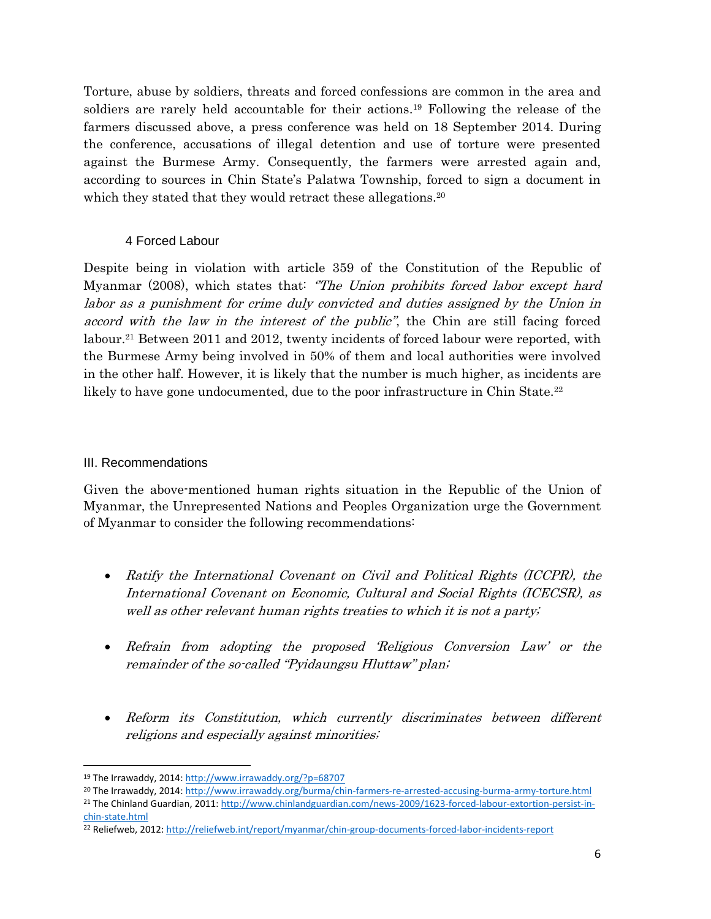Torture, abuse by soldiers, threats and forced confessions are common in the area and soldiers are rarely held accountable for their actions.[19] Following the release of the farmers discussed above, a press conference was held on 18 September 2014. During the conference, accusations of illegal detention and use of torture were presented against the Burmese Army. Consequently, the farmers were arrested again and, according to sources in Chin State's Palatwa Township, forced to sign a document in which they stated that they would retract these allegations.[20]

### 4 Forced Labour

Despite being in violation with article 359 of the Constitution of the Republic of Myanmar (2008), which states that: *"The Union prohibits forced labor except hard labor as a punishment for crime duly convicted and duties assigned by the Union in accord with the law in the interest of the public"*, the Chin are still facing forced labour.[21] Between 2011 and 2012, twenty incidents of forced labour were reported, with the Burmese Army being involved in 50% of them and local authorities were involved in the other half. However, it is likely that the number is much higher, as incidents are likely to have gone undocumented, due to the poor infrastructure in Chin State.[22]

## III. Recommendations

Given the above-mentioned human rights situation in the Republic of the Union of Myanmar, the Unrepresented Nations and Peoples Organization urge the Government of Myanmar to consider the following recommendations:

- *Ratify the International Covenant on Civil and Political Rights (ICCPR), the International Covenant on Economic, Cultural and Social Rights (ICECSR), as well as other relevant human rights treaties to which it is not a party;*

- *Refrain from adopting the proposed 'Religious Conversion Law' or the remainder of the so-called "Pyidaungsu Hluttaw" plan;*

- *Reform its Constitution, which currently discriminates between different religions and especially against minorities;*

---

[19] The Irrawaddy, 2014: http://www.irrawaddy.org/?p=68707

[20] The Irrawaddy, 2014: http://www.irrawaddy.org/burma/chin-farmers-re-arrested-accusing-burma-army-torture.html

[21] The Chinland Guardian, 2011: http://www.chinlandguardian.com/news-2009/1623-forced-labour-extortion-persist-in-chin-state.html

[22] Reliefweb, 2012: http://reliefweb.int/report/myanmar/chin-group-documents-forced-labor-incidents-report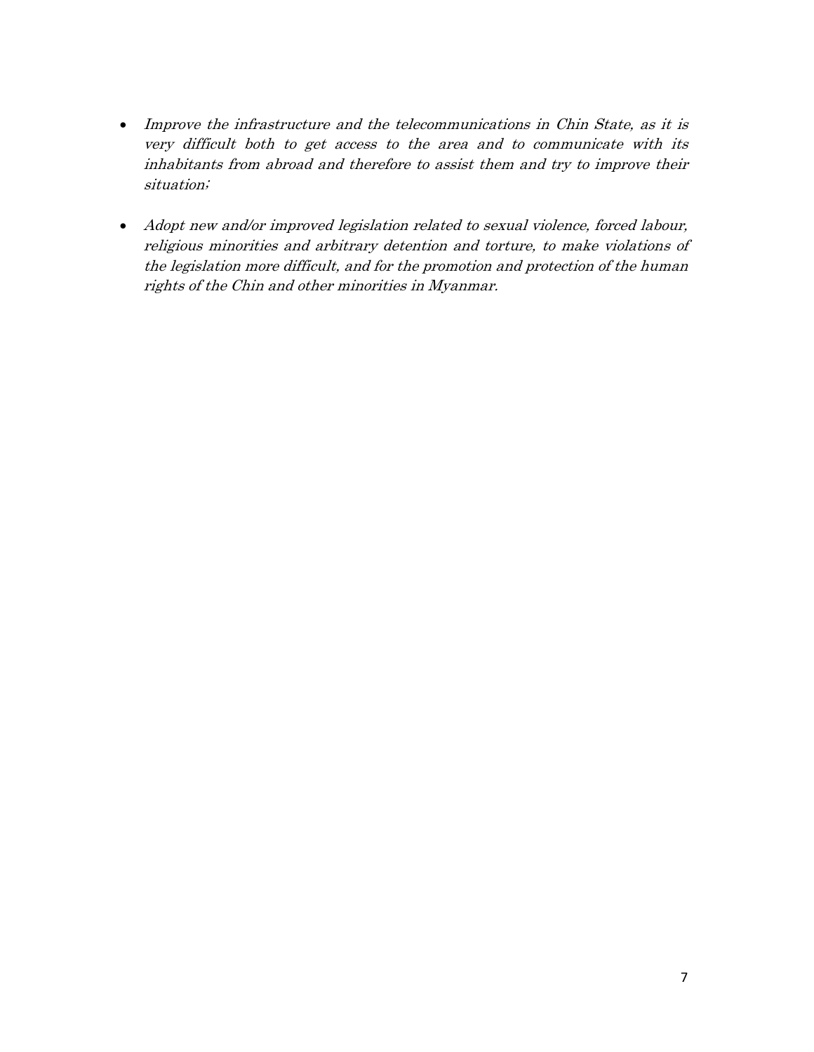- *Improve the infrastructure and the telecommunications in Chin State, as it is very difficult both to get access to the area and to communicate with its inhabitants from abroad and therefore to assist them and try to improve their situation;*

- *Adopt new and/or improved legislation related to sexual violence, forced labour, religious minorities and arbitrary detention and torture, to make violations of the legislation more difficult, and for the promotion and protection of the human rights of the Chin and other minorities in Myanmar.*